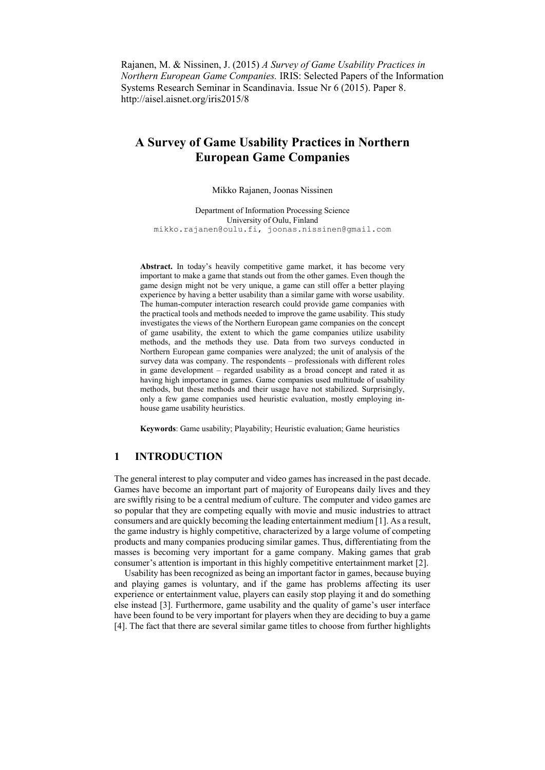Rajanen, M. & Nissinen, J. (2015) *A Survey of Game Usability Practices in Northern European Game Companies.* IRIS: Selected Papers of the Information Systems Research Seminar in Scandinavia. Issue Nr 6 (2015). Paper 8. http://aisel.aisnet.org/iris2015/8

# A Survey of Game Usability Practices in Northern European Game Companies

Mikko Rajanen, Joonas Nissinen

Department of Information Processing Science
University of Oulu, Finland
mikko.rajanen@oulu.fi, joonas.nissinen@gmail.com

**Abstract.** In today's heavily competitive game market, it has become very important to make a game that stands out from the other games. Even though the game design might not be very unique, a game can still offer a better playing experience by having a better usability than a similar game with worse usability. The human-computer interaction research could provide game companies with the practical tools and methods needed to improve the game usability. This study investigates the views of the Northern European game companies on the concept of game usability, the extent to which the game companies utilize usability methods, and the methods they use. Data from two surveys conducted in Northern European game companies were analyzed; the unit of analysis of the survey data was company. The respondents – professionals with different roles in game development – regarded usability as a broad concept and rated it as having high importance in games. Game companies used multitude of usability methods, but these methods and their usage have not stabilized. Surprisingly, only a few game companies used heuristic evaluation, mostly employing in-house game usability heuristics.

**Keywords**: Game usability; Playability; Heuristic evaluation; Game heuristics

## 1 INTRODUCTION

The general interest to play computer and video games has increased in the past decade. Games have become an important part of majority of Europeans daily lives and they are swiftly rising to be a central medium of culture. The computer and video games are so popular that they are competing equally with movie and music industries to attract consumers and are quickly becoming the leading entertainment medium [1]. As a result, the game industry is highly competitive, characterized by a large volume of competing products and many companies producing similar games. Thus, differentiating from the masses is becoming very important for a game company. Making games that grab consumer's attention is important in this highly competitive entertainment market [2].

Usability has been recognized as being an important factor in games, because buying and playing games is voluntary, and if the game has problems affecting its user experience or entertainment value, players can easily stop playing it and do something else instead [3]. Furthermore, game usability and the quality of game's user interface have been found to be very important for players when they are deciding to buy a game [4]. The fact that there are several similar game titles to choose from further highlights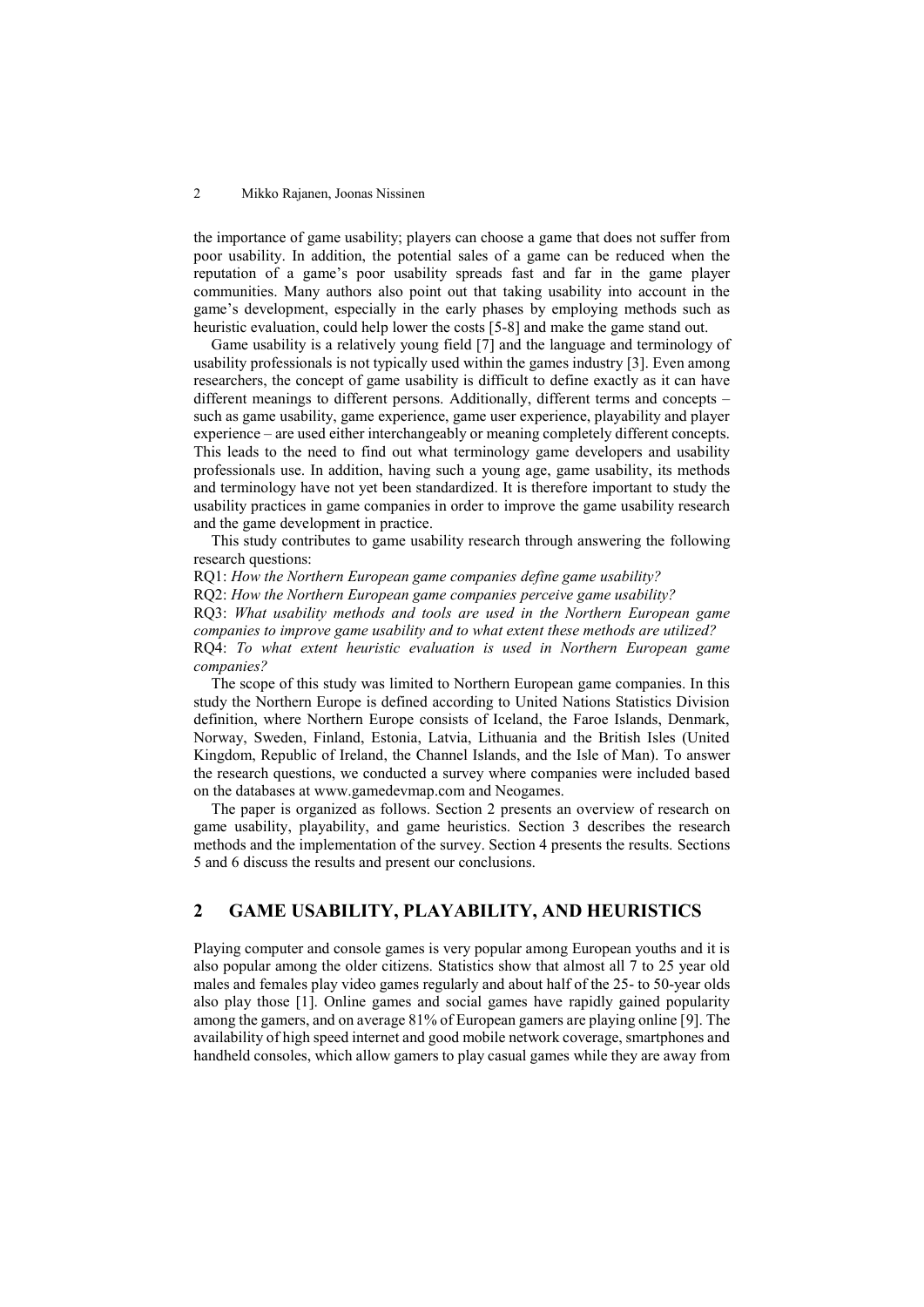the importance of game usability; players can choose a game that does not suffer from poor usability. In addition, the potential sales of a game can be reduced when the reputation of a game's poor usability spreads fast and far in the game player communities. Many authors also point out that taking usability into account in the game's development, especially in the early phases by employing methods such as heuristic evaluation, could help lower the costs [5-8] and make the game stand out.

Game usability is a relatively young field [7] and the language and terminology of usability professionals is not typically used within the games industry [3]. Even among researchers, the concept of game usability is difficult to define exactly as it can have different meanings to different persons. Additionally, different terms and concepts – such as game usability, game experience, game user experience, playability and player experience – are used either interchangeably or meaning completely different concepts. This leads to the need to find out what terminology game developers and usability professionals use. In addition, having such a young age, game usability, its methods and terminology have not yet been standardized. It is therefore important to study the usability practices in game companies in order to improve the game usability research and the game development in practice.

This study contributes to game usability research through answering the following research questions:

RQ1: *How the Northern European game companies define game usability?*

RQ2: *How the Northern European game companies perceive game usability?*

RQ3: *What usability methods and tools are used in the Northern European game companies to improve game usability and to what extent these methods are utilized?*

RQ4: *To what extent heuristic evaluation is used in Northern European game companies?*

The scope of this study was limited to Northern European game companies. In this study the Northern Europe is defined according to United Nations Statistics Division definition, where Northern Europe consists of Iceland, the Faroe Islands, Denmark, Norway, Sweden, Finland, Estonia, Latvia, Lithuania and the British Isles (United Kingdom, Republic of Ireland, the Channel Islands, and the Isle of Man). To answer the research questions, we conducted a survey where companies were included based on the databases at www.gamedevmap.com and Neogames.

The paper is organized as follows. Section 2 presents an overview of research on game usability, playability, and game heuristics. Section 3 describes the research methods and the implementation of the survey. Section 4 presents the results. Sections 5 and 6 discuss the results and present our conclusions.

## 2 GAME USABILITY, PLAYABILITY, AND HEURISTICS

Playing computer and console games is very popular among European youths and it is also popular among the older citizens. Statistics show that almost all 7 to 25 year old males and females play video games regularly and about half of the 25- to 50-year olds also play those [1]. Online games and social games have rapidly gained popularity among the gamers, and on average 81% of European gamers are playing online [9]. The availability of high speed internet and good mobile network coverage, smartphones and handheld consoles, which allow gamers to play casual games while they are away from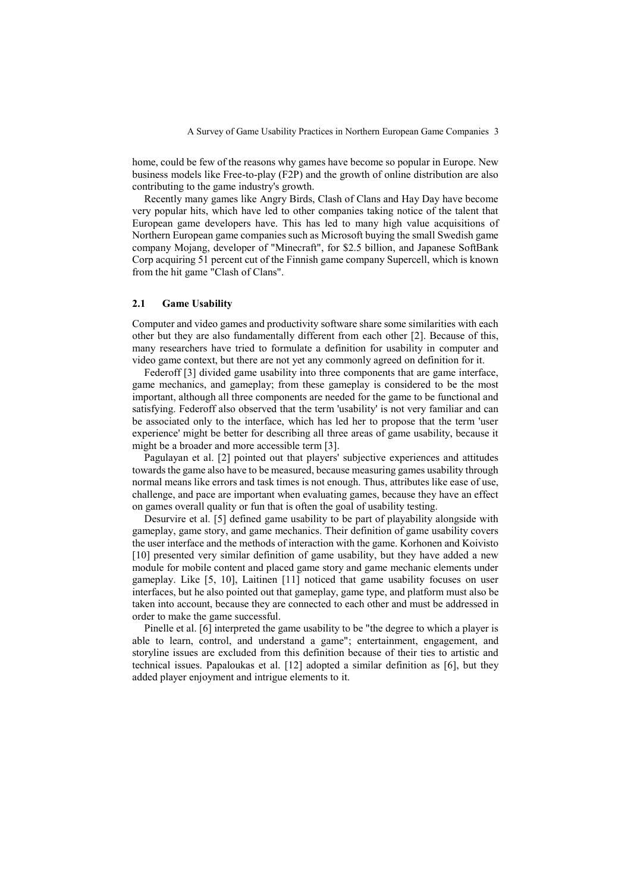home, could be few of the reasons why games have become so popular in Europe. New business models like Free-to-play (F2P) and the growth of online distribution are also contributing to the game industry's growth.

Recently many games like Angry Birds, Clash of Clans and Hay Day have become very popular hits, which have led to other companies taking notice of the talent that European game developers have. This has led to many high value acquisitions of Northern European game companies such as Microsoft buying the small Swedish game company Mojang, developer of "Minecraft", for $2.5 billion, and Japanese SoftBank Corp acquiring 51 percent cut of the Finnish game company Supercell, which is known from the hit game "Clash of Clans".

### 2.1 Game Usability

Computer and video games and productivity software share some similarities with each other but they are also fundamentally different from each other [2]. Because of this, many researchers have tried to formulate a definition for usability in computer and video game context, but there are not yet any commonly agreed on definition for it.

Federoff [3] divided game usability into three components that are game interface, game mechanics, and gameplay; from these gameplay is considered to be the most important, although all three components are needed for the game to be functional and satisfying. Federoff also observed that the term 'usability' is not very familiar and can be associated only to the interface, which has led her to propose that the term 'user experience' might be better for describing all three areas of game usability, because it might be a broader and more accessible term [3].

Pagulayan et al. [2] pointed out that players' subjective experiences and attitudes towards the game also have to be measured, because measuring games usability through normal means like errors and task times is not enough. Thus, attributes like ease of use, challenge, and pace are important when evaluating games, because they have an effect on games overall quality or fun that is often the goal of usability testing.

Desurvire et al. [5] defined game usability to be part of playability alongside with gameplay, game story, and game mechanics. Their definition of game usability covers the user interface and the methods of interaction with the game. Korhonen and Koivisto [10] presented very similar definition of game usability, but they have added a new module for mobile content and placed game story and game mechanic elements under gameplay. Like [5, 10], Laitinen [11] noticed that game usability focuses on user interfaces, but he also pointed out that gameplay, game type, and platform must also be taken into account, because they are connected to each other and must be addressed in order to make the game successful.

Pinelle et al. [6] interpreted the game usability to be "the degree to which a player is able to learn, control, and understand a game"; entertainment, engagement, and storyline issues are excluded from this definition because of their ties to artistic and technical issues. Papaloukas et al. [12] adopted a similar definition as [6], but they added player enjoyment and intrigue elements to it.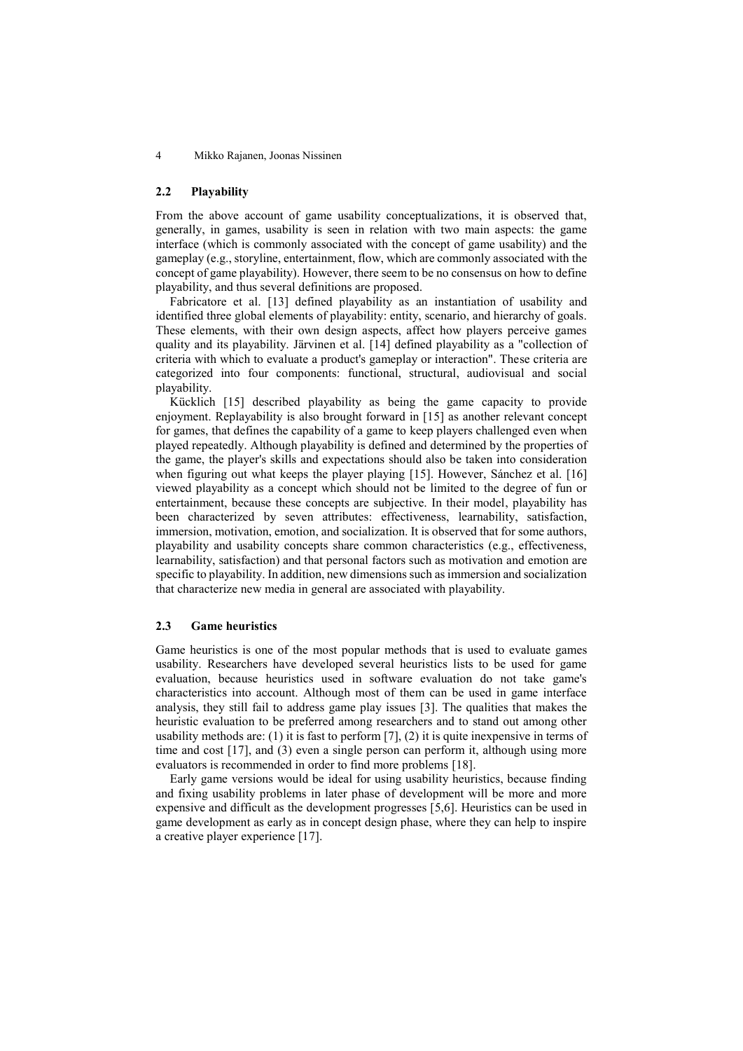### 2.2 Playability

From the above account of game usability conceptualizations, it is observed that, generally, in games, usability is seen in relation with two main aspects: the game interface (which is commonly associated with the concept of game usability) and the gameplay (e.g., storyline, entertainment, flow, which are commonly associated with the concept of game playability). However, there seem to be no consensus on how to define playability, and thus several definitions are proposed.

Fabricatore et al. [13] defined playability as an instantiation of usability and identified three global elements of playability: entity, scenario, and hierarchy of goals. These elements, with their own design aspects, affect how players perceive games quality and its playability. Järvinen et al. [14] defined playability as a "collection of criteria with which to evaluate a product's gameplay or interaction". These criteria are categorized into four components: functional, structural, audiovisual and social playability.

Kücklich [15] described playability as being the game capacity to provide enjoyment. Replayability is also brought forward in [15] as another relevant concept for games, that defines the capability of a game to keep players challenged even when played repeatedly. Although playability is defined and determined by the properties of the game, the player's skills and expectations should also be taken into consideration when figuring out what keeps the player playing [15]. However, Sánchez et al. [16] viewed playability as a concept which should not be limited to the degree of fun or entertainment, because these concepts are subjective. In their model, playability has been characterized by seven attributes: effectiveness, learnability, satisfaction, immersion, motivation, emotion, and socialization. It is observed that for some authors, playability and usability concepts share common characteristics (e.g., effectiveness, learnability, satisfaction) and that personal factors such as motivation and emotion are specific to playability. In addition, new dimensions such as immersion and socialization that characterize new media in general are associated with playability.

### 2.3 Game heuristics

Game heuristics is one of the most popular methods that is used to evaluate games usability. Researchers have developed several heuristics lists to be used for game evaluation, because heuristics used in software evaluation do not take game's characteristics into account. Although most of them can be used in game interface analysis, they still fail to address game play issues [3]. The qualities that makes the heuristic evaluation to be preferred among researchers and to stand out among other usability methods are: (1) it is fast to perform [7], (2) it is quite inexpensive in terms of time and cost [17], and (3) even a single person can perform it, although using more evaluators is recommended in order to find more problems [18].

Early game versions would be ideal for using usability heuristics, because finding and fixing usability problems in later phase of development will be more and more expensive and difficult as the development progresses [5,6]. Heuristics can be used in game development as early as in concept design phase, where they can help to inspire a creative player experience [17].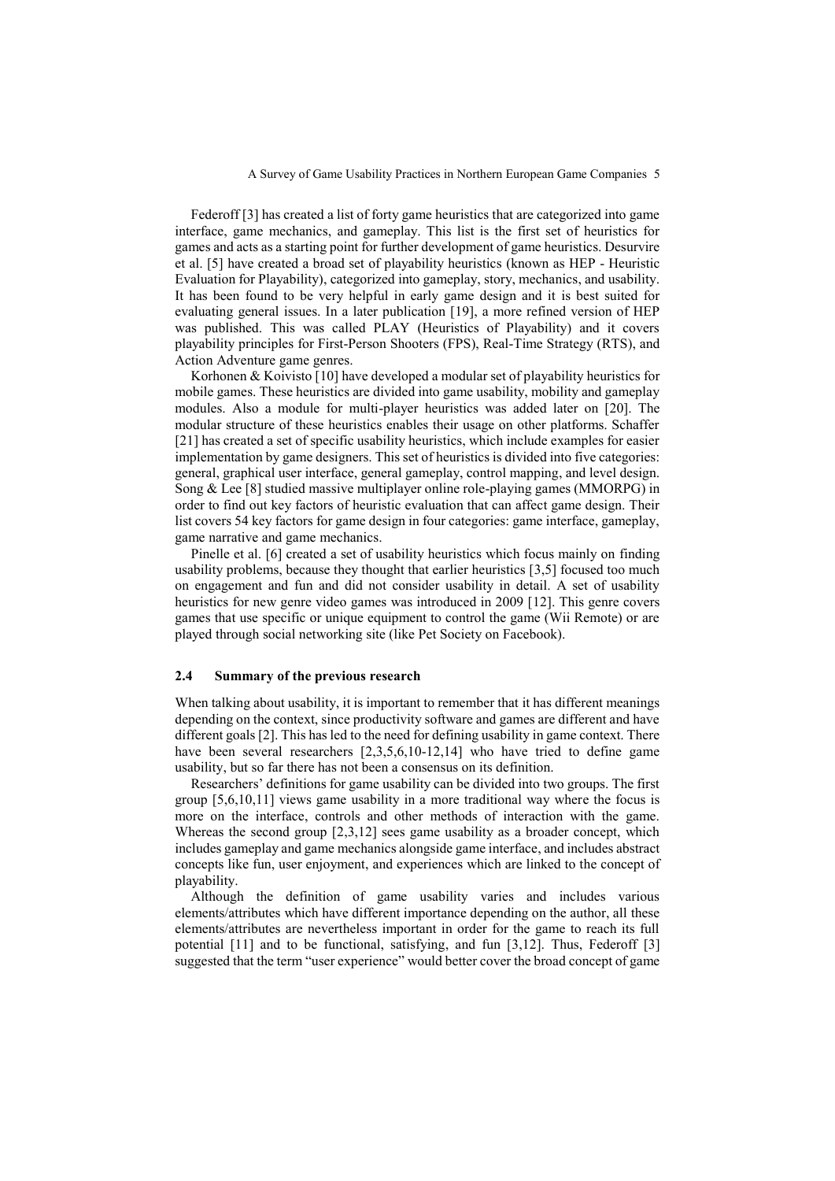Federoff [3] has created a list of forty game heuristics that are categorized into game interface, game mechanics, and gameplay. This list is the first set of heuristics for games and acts as a starting point for further development of game heuristics. Desurvire et al. [5] have created a broad set of playability heuristics (known as HEP - Heuristic Evaluation for Playability), categorized into gameplay, story, mechanics, and usability. It has been found to be very helpful in early game design and it is best suited for evaluating general issues. In a later publication [19], a more refined version of HEP was published. This was called PLAY (Heuristics of Playability) and it covers playability principles for First-Person Shooters (FPS), Real-Time Strategy (RTS), and Action Adventure game genres.

Korhonen & Koivisto [10] have developed a modular set of playability heuristics for mobile games. These heuristics are divided into game usability, mobility and gameplay modules. Also a module for multi-player heuristics was added later on [20]. The modular structure of these heuristics enables their usage on other platforms. Schaffer [21] has created a set of specific usability heuristics, which include examples for easier implementation by game designers. This set of heuristics is divided into five categories: general, graphical user interface, general gameplay, control mapping, and level design. Song & Lee [8] studied massive multiplayer online role-playing games (MMORPG) in order to find out key factors of heuristic evaluation that can affect game design. Their list covers 54 key factors for game design in four categories: game interface, gameplay, game narrative and game mechanics.

Pinelle et al. [6] created a set of usability heuristics which focus mainly on finding usability problems, because they thought that earlier heuristics [3,5] focused too much on engagement and fun and did not consider usability in detail. A set of usability heuristics for new genre video games was introduced in 2009 [12]. This genre covers games that use specific or unique equipment to control the game (Wii Remote) or are played through social networking site (like Pet Society on Facebook).

### 2.4 Summary of the previous research

When talking about usability, it is important to remember that it has different meanings depending on the context, since productivity software and games are different and have different goals [2]. This has led to the need for defining usability in game context. There have been several researchers [2,3,5,6,10-12,14] who have tried to define game usability, but so far there has not been a consensus on its definition.

Researchers' definitions for game usability can be divided into two groups. The first group [5,6,10,11] views game usability in a more traditional way where the focus is more on the interface, controls and other methods of interaction with the game. Whereas the second group [2,3,12] sees game usability as a broader concept, which includes gameplay and game mechanics alongside game interface, and includes abstract concepts like fun, user enjoyment, and experiences which are linked to the concept of playability.

Although the definition of game usability varies and includes various elements/attributes which have different importance depending on the author, all these elements/attributes are nevertheless important in order for the game to reach its full potential [11] and to be functional, satisfying, and fun [3,12]. Thus, Federoff [3] suggested that the term "user experience" would better cover the broad concept of game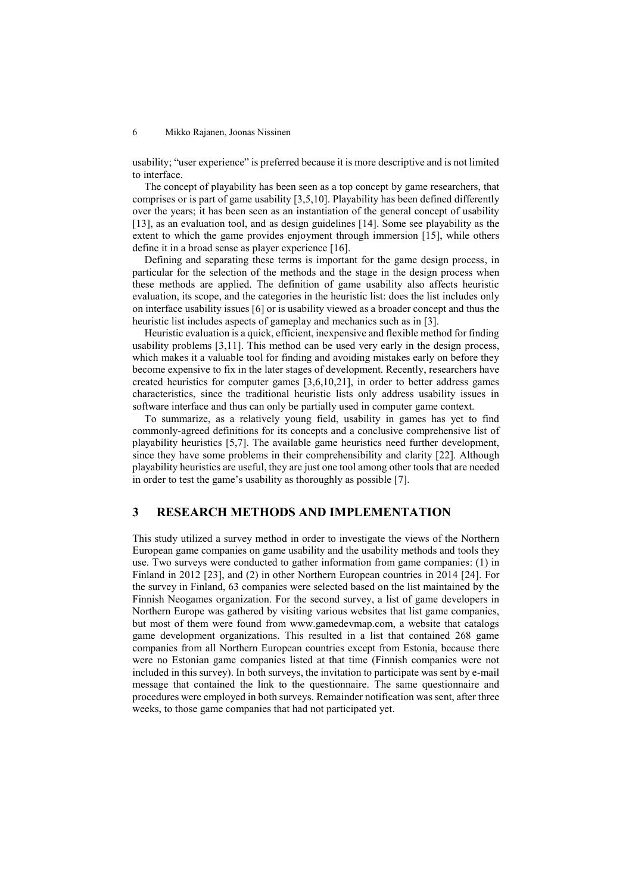usability; "user experience" is preferred because it is more descriptive and is not limited to interface.

The concept of playability has been seen as a top concept by game researchers, that comprises or is part of game usability [3,5,10]. Playability has been defined differently over the years; it has been seen as an instantiation of the general concept of usability [13], as an evaluation tool, and as design guidelines [14]. Some see playability as the extent to which the game provides enjoyment through immersion [15], while others define it in a broad sense as player experience [16].

Defining and separating these terms is important for the game design process, in particular for the selection of the methods and the stage in the design process when these methods are applied. The definition of game usability also affects heuristic evaluation, its scope, and the categories in the heuristic list: does the list includes only on interface usability issues [6] or is usability viewed as a broader concept and thus the heuristic list includes aspects of gameplay and mechanics such as in [3].

Heuristic evaluation is a quick, efficient, inexpensive and flexible method for finding usability problems [3,11]. This method can be used very early in the design process, which makes it a valuable tool for finding and avoiding mistakes early on before they become expensive to fix in the later stages of development. Recently, researchers have created heuristics for computer games [3,6,10,21], in order to better address games characteristics, since the traditional heuristic lists only address usability issues in software interface and thus can only be partially used in computer game context.

To summarize, as a relatively young field, usability in games has yet to find commonly-agreed definitions for its concepts and a conclusive comprehensive list of playability heuristics [5,7]. The available game heuristics need further development, since they have some problems in their comprehensibility and clarity [22]. Although playability heuristics are useful, they are just one tool among other tools that are needed in order to test the game's usability as thoroughly as possible [7].

## 3 RESEARCH METHODS AND IMPLEMENTATION

This study utilized a survey method in order to investigate the views of the Northern European game companies on game usability and the usability methods and tools they use. Two surveys were conducted to gather information from game companies: (1) in Finland in 2012 [23], and (2) in other Northern European countries in 2014 [24]. For the survey in Finland, 63 companies were selected based on the list maintained by the Finnish Neogames organization. For the second survey, a list of game developers in Northern Europe was gathered by visiting various websites that list game companies, but most of them were found from www.gamedevmap.com, a website that catalogs game development organizations. This resulted in a list that contained 268 game companies from all Northern European countries except from Estonia, because there were no Estonian game companies listed at that time (Finnish companies were not included in this survey). In both surveys, the invitation to participate was sent by e-mail message that contained the link to the questionnaire. The same questionnaire and procedures were employed in both surveys. Remainder notification was sent, after three weeks, to those game companies that had not participated yet.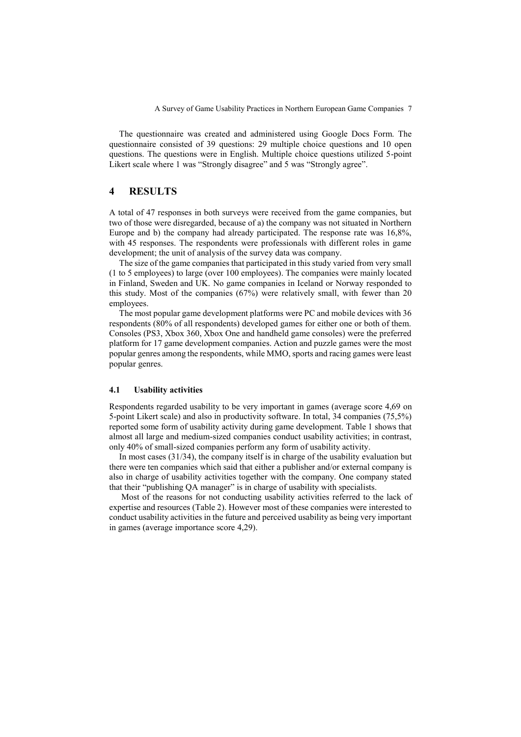The questionnaire was created and administered using Google Docs Form. The questionnaire consisted of 39 questions: 29 multiple choice questions and 10 open questions. The questions were in English. Multiple choice questions utilized 5-point Likert scale where 1 was "Strongly disagree" and 5 was "Strongly agree".

# 4 RESULTS

A total of 47 responses in both surveys were received from the game companies, but two of those were disregarded, because of a) the company was not situated in Northern Europe and b) the company had already participated. The response rate was 16,8%, with 45 responses. The respondents were professionals with different roles in game development; the unit of analysis of the survey data was company.

The size of the game companies that participated in this study varied from very small (1 to 5 employees) to large (over 100 employees). The companies were mainly located in Finland, Sweden and UK. No game companies in Iceland or Norway responded to this study. Most of the companies (67%) were relatively small, with fewer than 20 employees.

The most popular game development platforms were PC and mobile devices with 36 respondents (80% of all respondents) developed games for either one or both of them. Consoles (PS3, Xbox 360, Xbox One and handheld game consoles) were the preferred platform for 17 game development companies. Action and puzzle games were the most popular genres among the respondents, while MMO, sports and racing games were least popular genres.

## 4.1 Usability activities

Respondents regarded usability to be very important in games (average score 4,69 on 5-point Likert scale) and also in productivity software. In total, 34 companies (75,5%) reported some form of usability activity during game development. Table 1 shows that almost all large and medium-sized companies conduct usability activities; in contrast, only 40% of small-sized companies perform any form of usability activity.

In most cases (31/34), the company itself is in charge of the usability evaluation but there were ten companies which said that either a publisher and/or external company is also in charge of usability activities together with the company. One company stated that their "publishing QA manager" is in charge of usability with specialists.

Most of the reasons for not conducting usability activities referred to the lack of expertise and resources (Table 2). However most of these companies were interested to conduct usability activities in the future and perceived usability as being very important in games (average importance score 4,29).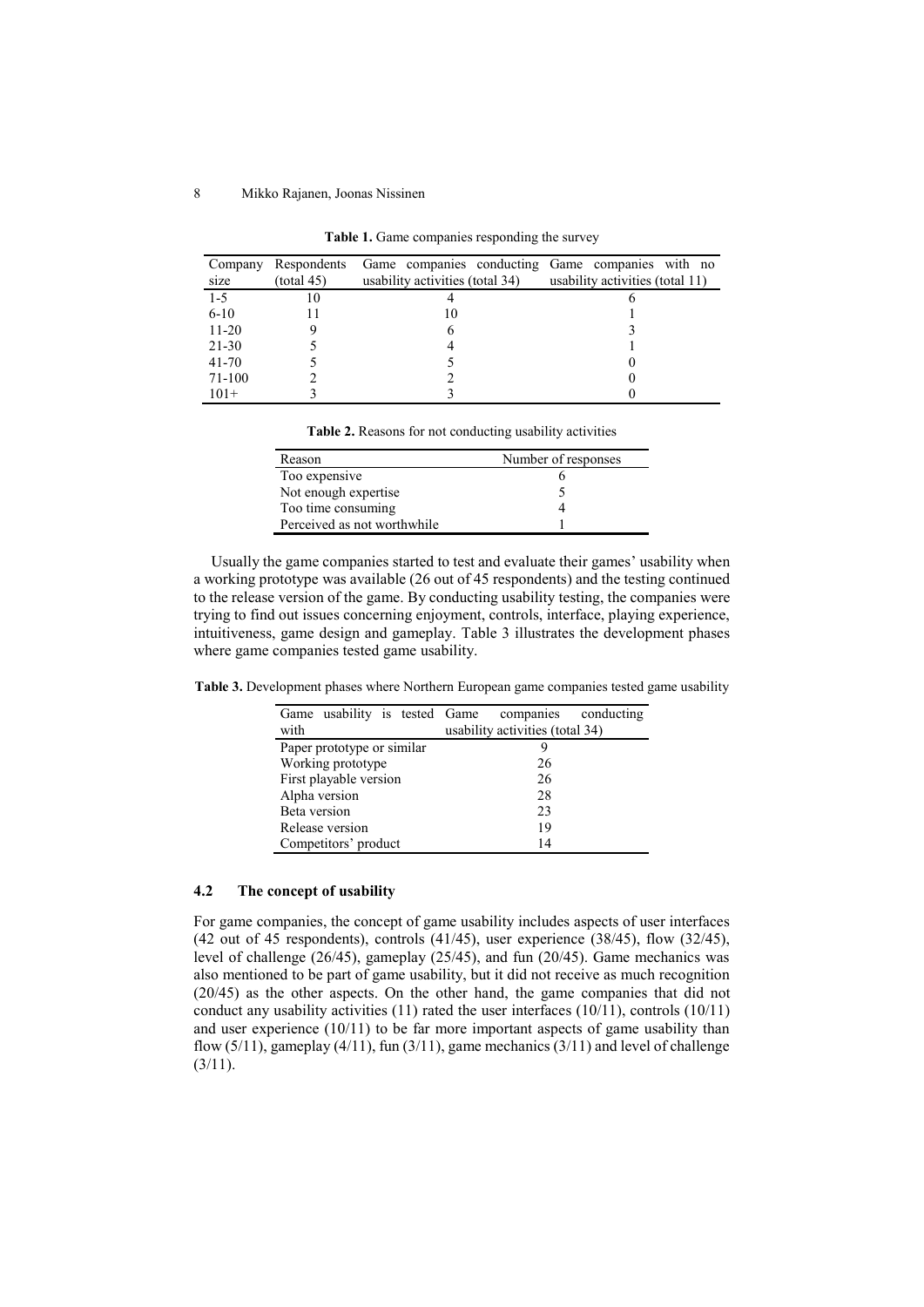**Table 1.** Game companies responding the survey

| Company size | Respondents (total 45) | Game companies conducting usability activities (total 34) | Game companies with no usability activities (total 11) |
|---|---|---|---|
| 1-5 | 10 | 4 | 6 |
| 6-10 | 11 | 10 | 1 |
| 11-20 | 9 | 6 | 3 |
| 21-30 | 5 | 4 | 1 |
| 41-70 | 5 | 5 | 0 |
| 71-100 | 2 | 2 | 0 |
| 101+ | 3 | 3 | 0 |

**Table 2.** Reasons for not conducting usability activities

| Reason | Number of responses |
|---|---|
| Too expensive | 6 |
| Not enough expertise | 5 |
| Too time consuming | 4 |
| Perceived as not worthwhile | 1 |

Usually the game companies started to test and evaluate their games' usability when a working prototype was available (26 out of 45 respondents) and the testing continued to the release version of the game. By conducting usability testing, the companies were trying to find out issues concerning enjoyment, controls, interface, playing experience, intuitiveness, game design and gameplay. Table 3 illustrates the development phases where game companies tested game usability.

**Table 3.** Development phases where Northern European game companies tested game usability

| Game usability is tested with | Game companies conducting usability activities (total 34) |
|---|---|
| Paper prototype or similar | 9 |
| Working prototype | 26 |
| First playable version | 26 |
| Alpha version | 28 |
| Beta version | 23 |
| Release version | 19 |
| Competitors' product | 14 |

### 4.2 The concept of usability

For game companies, the concept of game usability includes aspects of user interfaces (42 out of 45 respondents), controls (41/45), user experience (38/45), flow (32/45), level of challenge (26/45), gameplay (25/45), and fun (20/45). Game mechanics was also mentioned to be part of game usability, but it did not receive as much recognition (20/45) as the other aspects. On the other hand, the game companies that did not conduct any usability activities (11) rated the user interfaces (10/11), controls (10/11) and user experience (10/11) to be far more important aspects of game usability than flow (5/11), gameplay (4/11), fun (3/11), game mechanics (3/11) and level of challenge (3/11).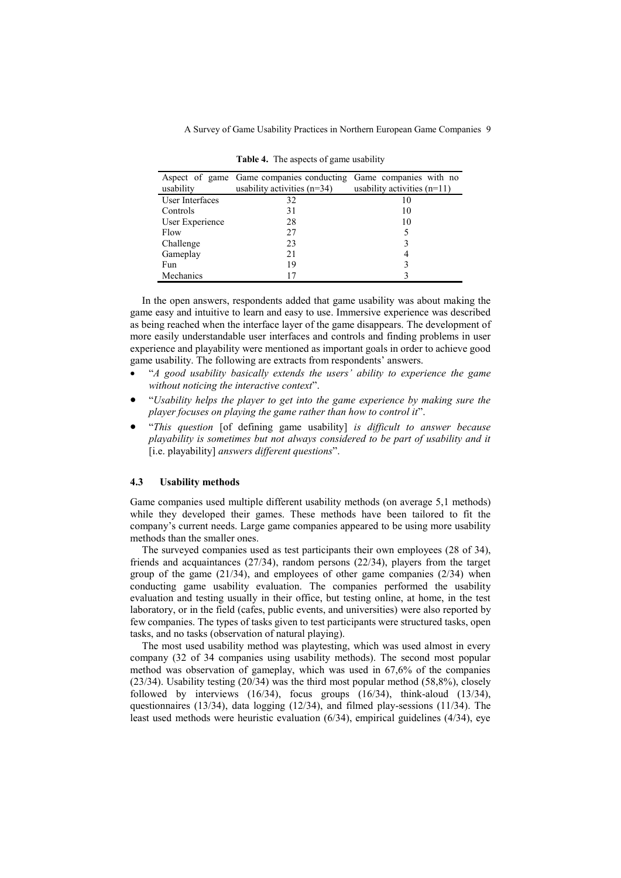**Table 4.** The aspects of game usability

| Aspect of game usability | Game companies conducting usability activities (n=34) | Game companies with no usability activities (n=11) |
|---|---|---|
| User Interfaces | 32 | 10 |
| Controls | 31 | 10 |
| User Experience | 28 | 10 |
| Flow | 27 | 5 |
| Challenge | 23 | 3 |
| Gameplay | 21 | 4 |
| Fun | 19 | 3 |
| Mechanics | 17 | 3 |

In the open answers, respondents added that game usability was about making the game easy and intuitive to learn and easy to use. Immersive experience was described as being reached when the interface layer of the game disappears. The development of more easily understandable user interfaces and controls and finding problems in user experience and playability were mentioned as important goals in order to achieve good game usability. The following are extracts from respondents' answers.

- "*A good usability basically extends the users' ability to experience the game without noticing the interactive context*".
- "*Usability helps the player to get into the game experience by making sure the player focuses on playing the game rather than how to control it*".
- "*This question* [of defining game usability] *is difficult to answer because playability is sometimes but not always considered to be part of usability and it* [i.e. playability] *answers different questions*".

### 4.3 Usability methods

Game companies used multiple different usability methods (on average 5,1 methods) while they developed their games. These methods have been tailored to fit the company's current needs. Large game companies appeared to be using more usability methods than the smaller ones.

The surveyed companies used as test participants their own employees (28 of 34), friends and acquaintances (27/34), random persons (22/34), players from the target group of the game (21/34), and employees of other game companies (2/34) when conducting game usability evaluation. The companies performed the usability evaluation and testing usually in their office, but testing online, at home, in the test laboratory, or in the field (cafes, public events, and universities) were also reported by few companies. The types of tasks given to test participants were structured tasks, open tasks, and no tasks (observation of natural playing).

The most used usability method was playtesting, which was used almost in every company (32 of 34 companies using usability methods). The second most popular method was observation of gameplay, which was used in 67,6% of the companies (23/34). Usability testing (20/34) was the third most popular method (58,8%), closely followed by interviews (16/34), focus groups (16/34), think-aloud (13/34), questionnaires (13/34), data logging (12/34), and filmed play-sessions (11/34). The least used methods were heuristic evaluation (6/34), empirical guidelines (4/34), eye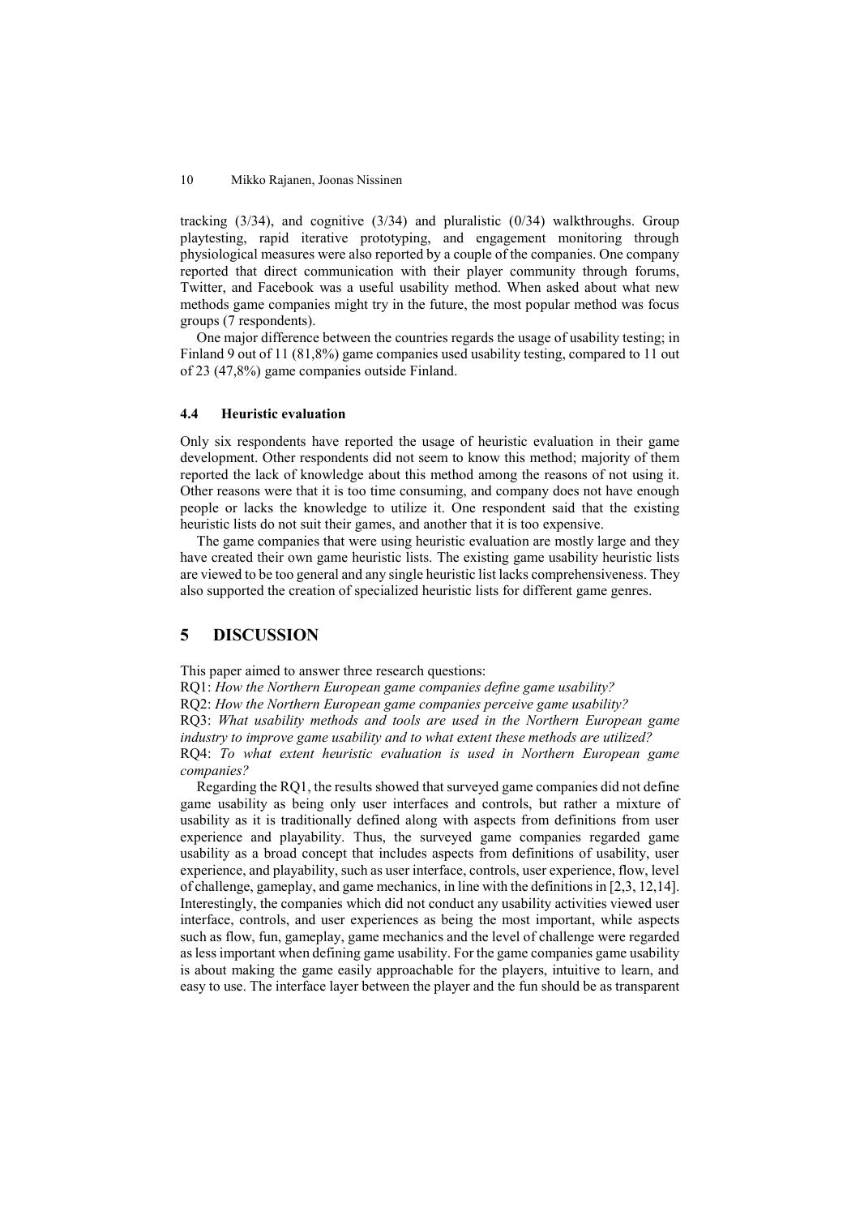tracking (3/34), and cognitive (3/34) and pluralistic (0/34) walkthroughs. Group playtesting, rapid iterative prototyping, and engagement monitoring through physiological measures were also reported by a couple of the companies. One company reported that direct communication with their player community through forums, Twitter, and Facebook was a useful usability method. When asked about what new methods game companies might try in the future, the most popular method was focus groups (7 respondents).

One major difference between the countries regards the usage of usability testing; in Finland 9 out of 11 (81,8%) game companies used usability testing, compared to 11 out of 23 (47,8%) game companies outside Finland.

### 4.4 Heuristic evaluation

Only six respondents have reported the usage of heuristic evaluation in their game development. Other respondents did not seem to know this method; majority of them reported the lack of knowledge about this method among the reasons of not using it. Other reasons were that it is too time consuming, and company does not have enough people or lacks the knowledge to utilize it. One respondent said that the existing heuristic lists do not suit their games, and another that it is too expensive.

The game companies that were using heuristic evaluation are mostly large and they have created their own game heuristic lists. The existing game usability heuristic lists are viewed to be too general and any single heuristic list lacks comprehensiveness. They also supported the creation of specialized heuristic lists for different game genres.

## 5 DISCUSSION

This paper aimed to answer three research questions:

RQ1: *How the Northern European game companies define game usability?*

RQ2: *How the Northern European game companies perceive game usability?*

RQ3: *What usability methods and tools are used in the Northern European game industry to improve game usability and to what extent these methods are utilized?*

RQ4: *To what extent heuristic evaluation is used in Northern European game companies?*

Regarding the RQ1, the results showed that surveyed game companies did not define game usability as being only user interfaces and controls, but rather a mixture of usability as it is traditionally defined along with aspects from definitions from user experience and playability. Thus, the surveyed game companies regarded game usability as a broad concept that includes aspects from definitions of usability, user experience, and playability, such as user interface, controls, user experience, flow, level of challenge, gameplay, and game mechanics, in line with the definitions in [2,3, 12,14]. Interestingly, the companies which did not conduct any usability activities viewed user interface, controls, and user experiences as being the most important, while aspects such as flow, fun, gameplay, game mechanics and the level of challenge were regarded as less important when defining game usability. For the game companies game usability is about making the game easily approachable for the players, intuitive to learn, and easy to use. The interface layer between the player and the fun should be as transparent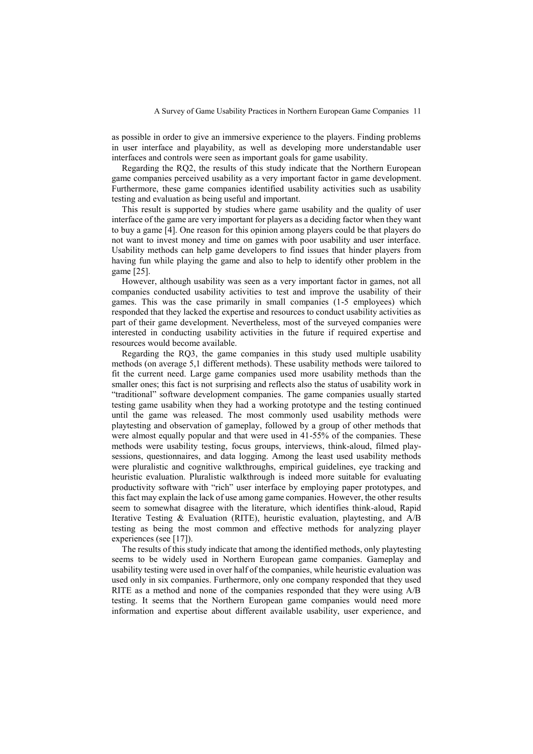as possible in order to give an immersive experience to the players. Finding problems in user interface and playability, as well as developing more understandable user interfaces and controls were seen as important goals for game usability.

Regarding the RQ2, the results of this study indicate that the Northern European game companies perceived usability as a very important factor in game development. Furthermore, these game companies identified usability activities such as usability testing and evaluation as being useful and important.

This result is supported by studies where game usability and the quality of user interface of the game are very important for players as a deciding factor when they want to buy a game [4]. One reason for this opinion among players could be that players do not want to invest money and time on games with poor usability and user interface. Usability methods can help game developers to find issues that hinder players from having fun while playing the game and also to help to identify other problem in the game [25].

However, although usability was seen as a very important factor in games, not all companies conducted usability activities to test and improve the usability of their games. This was the case primarily in small companies (1-5 employees) which responded that they lacked the expertise and resources to conduct usability activities as part of their game development. Nevertheless, most of the surveyed companies were interested in conducting usability activities in the future if required expertise and resources would become available.

Regarding the RQ3, the game companies in this study used multiple usability methods (on average 5,1 different methods). These usability methods were tailored to fit the current need. Large game companies used more usability methods than the smaller ones; this fact is not surprising and reflects also the status of usability work in "traditional" software development companies. The game companies usually started testing game usability when they had a working prototype and the testing continued until the game was released. The most commonly used usability methods were playtesting and observation of gameplay, followed by a group of other methods that were almost equally popular and that were used in 41-55% of the companies. These methods were usability testing, focus groups, interviews, think-aloud, filmed play-sessions, questionnaires, and data logging. Among the least used usability methods were pluralistic and cognitive walkthroughs, empirical guidelines, eye tracking and heuristic evaluation. Pluralistic walkthrough is indeed more suitable for evaluating productivity software with "rich" user interface by employing paper prototypes, and this fact may explain the lack of use among game companies. However, the other results seem to somewhat disagree with the literature, which identifies think-aloud, Rapid Iterative Testing & Evaluation (RITE), heuristic evaluation, playtesting, and A/B testing as being the most common and effective methods for analyzing player experiences (see [17]).

The results of this study indicate that among the identified methods, only playtesting seems to be widely used in Northern European game companies. Gameplay and usability testing were used in over half of the companies, while heuristic evaluation was used only in six companies. Furthermore, only one company responded that they used RITE as a method and none of the companies responded that they were using A/B testing. It seems that the Northern European game companies would need more information and expertise about different available usability, user experience, and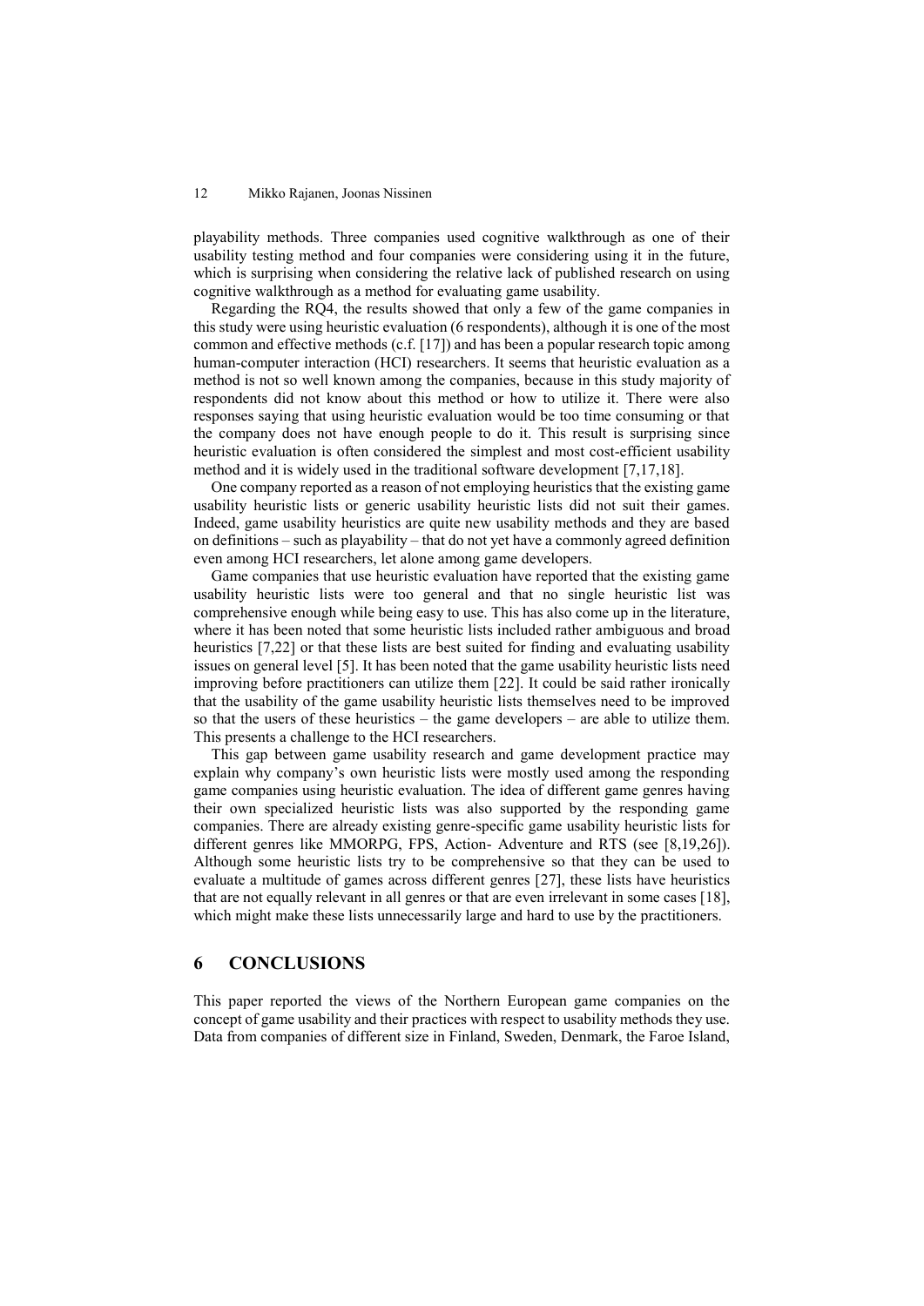playability methods. Three companies used cognitive walkthrough as one of their usability testing method and four companies were considering using it in the future, which is surprising when considering the relative lack of published research on using cognitive walkthrough as a method for evaluating game usability.

Regarding the RQ4, the results showed that only a few of the game companies in this study were using heuristic evaluation (6 respondents), although it is one of the most common and effective methods (c.f. [17]) and has been a popular research topic among human-computer interaction (HCI) researchers. It seems that heuristic evaluation as a method is not so well known among the companies, because in this study majority of respondents did not know about this method or how to utilize it. There were also responses saying that using heuristic evaluation would be too time consuming or that the company does not have enough people to do it. This result is surprising since heuristic evaluation is often considered the simplest and most cost-efficient usability method and it is widely used in the traditional software development [7,17,18].

One company reported as a reason of not employing heuristics that the existing game usability heuristic lists or generic usability heuristic lists did not suit their games. Indeed, game usability heuristics are quite new usability methods and they are based on definitions – such as playability – that do not yet have a commonly agreed definition even among HCI researchers, let alone among game developers.

Game companies that use heuristic evaluation have reported that the existing game usability heuristic lists were too general and that no single heuristic list was comprehensive enough while being easy to use. This has also come up in the literature, where it has been noted that some heuristic lists included rather ambiguous and broad heuristics [7,22] or that these lists are best suited for finding and evaluating usability issues on general level [5]. It has been noted that the game usability heuristic lists need improving before practitioners can utilize them [22]. It could be said rather ironically that the usability of the game usability heuristic lists themselves need to be improved so that the users of these heuristics – the game developers – are able to utilize them. This presents a challenge to the HCI researchers.

This gap between game usability research and game development practice may explain why company's own heuristic lists were mostly used among the responding game companies using heuristic evaluation. The idea of different game genres having their own specialized heuristic lists was also supported by the responding game companies. There are already existing genre-specific game usability heuristic lists for different genres like MMORPG, FPS, Action- Adventure and RTS (see [8,19,26]). Although some heuristic lists try to be comprehensive so that they can be used to evaluate a multitude of games across different genres [27], these lists have heuristics that are not equally relevant in all genres or that are even irrelevant in some cases [18], which might make these lists unnecessarily large and hard to use by the practitioners.

## 6 CONCLUSIONS

This paper reported the views of the Northern European game companies on the concept of game usability and their practices with respect to usability methods they use. Data from companies of different size in Finland, Sweden, Denmark, the Faroe Island,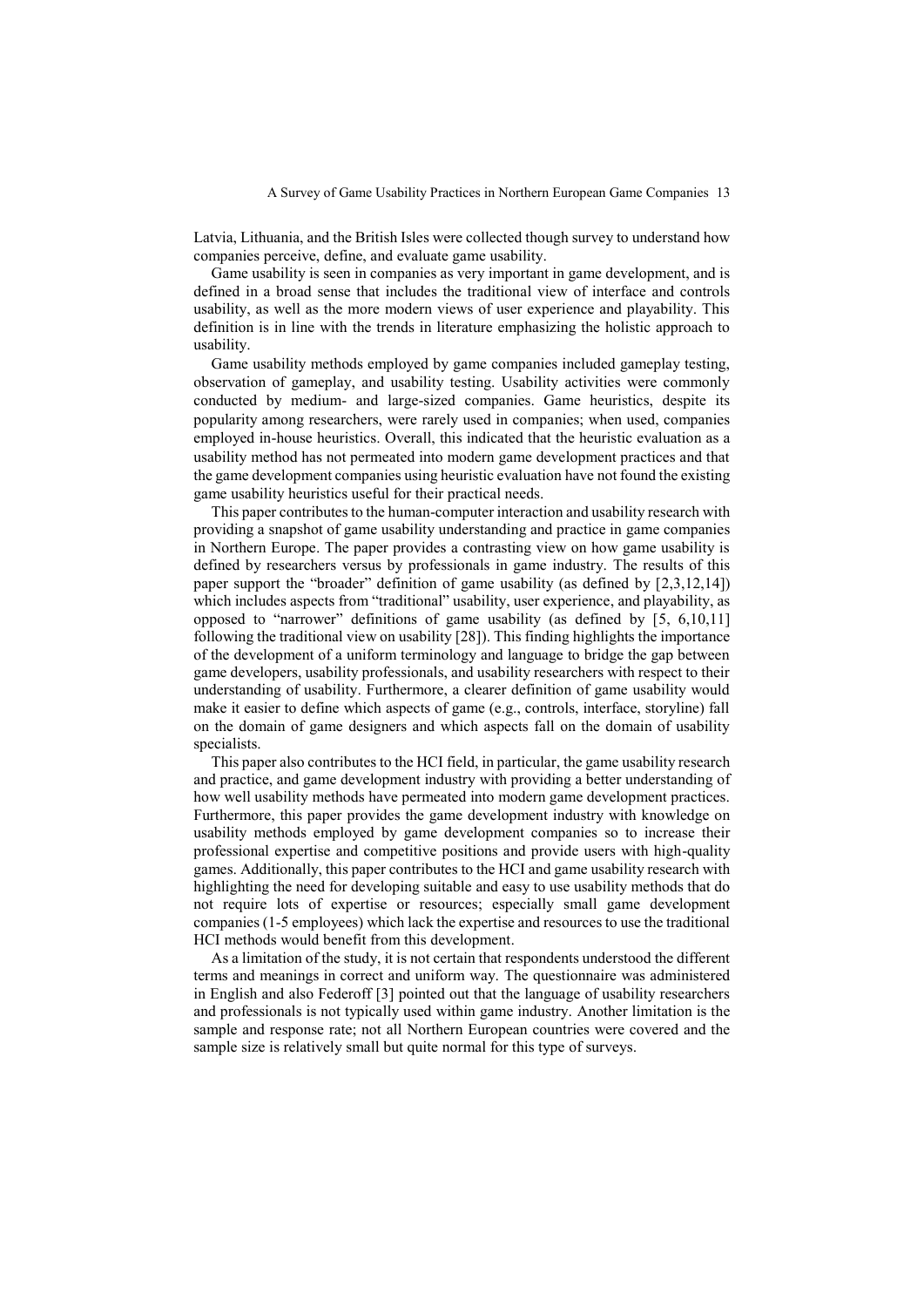Latvia, Lithuania, and the British Isles were collected though survey to understand how companies perceive, define, and evaluate game usability.

Game usability is seen in companies as very important in game development, and is defined in a broad sense that includes the traditional view of interface and controls usability, as well as the more modern views of user experience and playability. This definition is in line with the trends in literature emphasizing the holistic approach to usability.

Game usability methods employed by game companies included gameplay testing, observation of gameplay, and usability testing. Usability activities were commonly conducted by medium- and large-sized companies. Game heuristics, despite its popularity among researchers, were rarely used in companies; when used, companies employed in-house heuristics. Overall, this indicated that the heuristic evaluation as a usability method has not permeated into modern game development practices and that the game development companies using heuristic evaluation have not found the existing game usability heuristics useful for their practical needs.

This paper contributes to the human-computer interaction and usability research with providing a snapshot of game usability understanding and practice in game companies in Northern Europe. The paper provides a contrasting view on how game usability is defined by researchers versus by professionals in game industry. The results of this paper support the "broader" definition of game usability (as defined by [2,3,12,14]) which includes aspects from "traditional" usability, user experience, and playability, as opposed to "narrower" definitions of game usability (as defined by [5, 6,10,11] following the traditional view on usability [28]). This finding highlights the importance of the development of a uniform terminology and language to bridge the gap between game developers, usability professionals, and usability researchers with respect to their understanding of usability. Furthermore, a clearer definition of game usability would make it easier to define which aspects of game (e.g., controls, interface, storyline) fall on the domain of game designers and which aspects fall on the domain of usability specialists.

This paper also contributes to the HCI field, in particular, the game usability research and practice, and game development industry with providing a better understanding of how well usability methods have permeated into modern game development practices. Furthermore, this paper provides the game development industry with knowledge on usability methods employed by game development companies so to increase their professional expertise and competitive positions and provide users with high-quality games. Additionally, this paper contributes to the HCI and game usability research with highlighting the need for developing suitable and easy to use usability methods that do not require lots of expertise or resources; especially small game development companies (1-5 employees) which lack the expertise and resources to use the traditional HCI methods would benefit from this development.

As a limitation of the study, it is not certain that respondents understood the different terms and meanings in correct and uniform way. The questionnaire was administered in English and also Federoff [3] pointed out that the language of usability researchers and professionals is not typically used within game industry. Another limitation is the sample and response rate; not all Northern European countries were covered and the sample size is relatively small but quite normal for this type of surveys.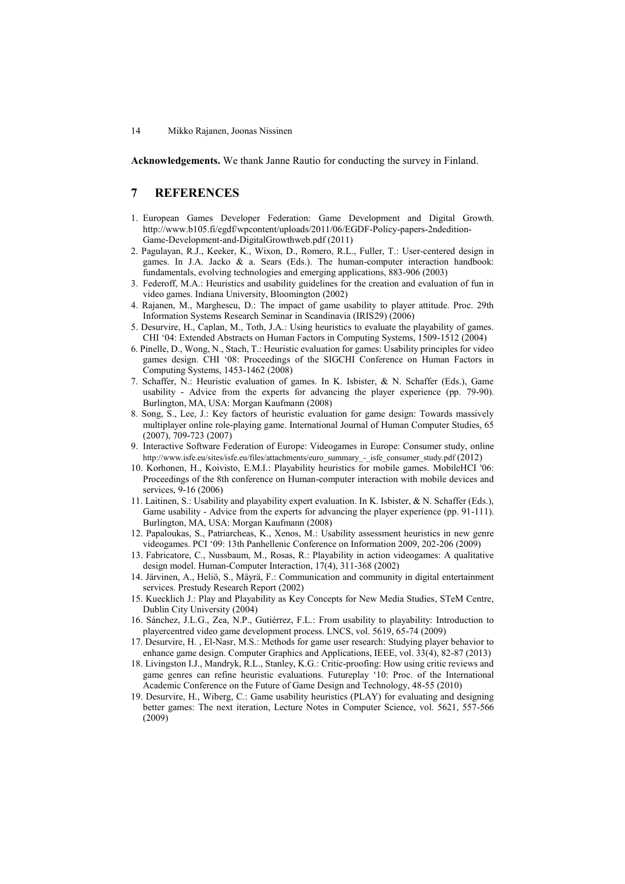**Acknowledgements.** We thank Janne Rautio for conducting the survey in Finland.

# 7 REFERENCES

1. European Games Developer Federation: Game Development and Digital Growth. http://www.b105.fi/egdf/wpcontent/uploads/2011/06/EGDF-Policy-papers-2ndedition-Game-Development-and-DigitalGrowthweb.pdf (2011)
2. Pagulayan, R.J., Keeker, K., Wixon, D., Romero, R.L., Fuller, T.: User-centered design in games. In J.A. Jacko & a. Sears (Eds.). The human-computer interaction handbook: fundamentals, evolving technologies and emerging applications, 883-906 (2003)
3. Federoff, M.A.: Heuristics and usability guidelines for the creation and evaluation of fun in video games. Indiana University, Bloomington (2002)
4. Rajanen, M., Marghescu, D.: The impact of game usability to player attitude. Proc. 29th Information Systems Research Seminar in Scandinavia (IRIS29) (2006)
5. Desurvire, H., Caplan, M., Toth, J.A.: Using heuristics to evaluate the playability of games. CHI '04: Extended Abstracts on Human Factors in Computing Systems, 1509-1512 (2004)
6. Pinelle, D., Wong, N., Stach, T.: Heuristic evaluation for games: Usability principles for video games design. CHI '08: Proceedings of the SIGCHI Conference on Human Factors in Computing Systems, 1453-1462 (2008)
7. Schaffer, N.: Heuristic evaluation of games. In K. Isbister, & N. Schaffer (Eds.), Game usability - Advice from the experts for advancing the player experience (pp. 79-90). Burlington, MA, USA: Morgan Kaufmann (2008)
8. Song, S., Lee, J.: Key factors of heuristic evaluation for game design: Towards massively multiplayer online role-playing game. International Journal of Human Computer Studies, 65 (2007), 709-723 (2007)
9. Interactive Software Federation of Europe: Videogames in Europe: Consumer study, online http://www.isfe.eu/sites/isfe.eu/files/attachments/euro_summary_-_isfe_consumer_study.pdf (2012)
10. Korhonen, H., Koivisto, E.M.I.: Playability heuristics for mobile games. MobileHCI '06: Proceedings of the 8th conference on Human-computer interaction with mobile devices and services, 9-16 (2006)
11. Laitinen, S.: Usability and playability expert evaluation. In K. Isbister, & N. Schaffer (Eds.), Game usability - Advice from the experts for advancing the player experience (pp. 91-111). Burlington, MA, USA: Morgan Kaufmann (2008)
12. Papaloukas, S., Patriarcheas, K., Xenos, M.: Usability assessment heuristics in new genre videogames. PCI '09: 13th Panhellenic Conference on Information 2009, 202-206 (2009)
13. Fabricatore, C., Nussbaum, M., Rosas, R.: Playability in action videogames: A qualitative design model. Human-Computer Interaction, 17(4), 311-368 (2002)
14. Järvinen, A., Heliö, S., Mäyrä, F.: Communication and community in digital entertainment services. Prestudy Research Report (2002)
15. Kuecklich J.: Play and Playability as Key Concepts for New Media Studies, STeM Centre, Dublin City University (2004)
16. Sánchez, J.L.G., Zea, N.P., Gutiérrez, F.L.: From usability to playability: Introduction to playercentred video game development process. LNCS, vol. 5619, 65-74 (2009)
17. Desurvire, H. , El-Nasr, M.S.: Methods for game user research: Studying player behavior to enhance game design. Computer Graphics and Applications, IEEE, vol. 33(4), 82-87 (2013)
18. Livingston I.J., Mandryk, R.L., Stanley, K.G.: Critic-proofing: How using critic reviews and game genres can refine heuristic evaluations. Futureplay '10: Proc. of the International Academic Conference on the Future of Game Design and Technology, 48-55 (2010)
19. Desurvire, H., Wiberg, C.: Game usability heuristics (PLAY) for evaluating and designing better games: The next iteration, Lecture Notes in Computer Science, vol. 5621, 557-566 (2009)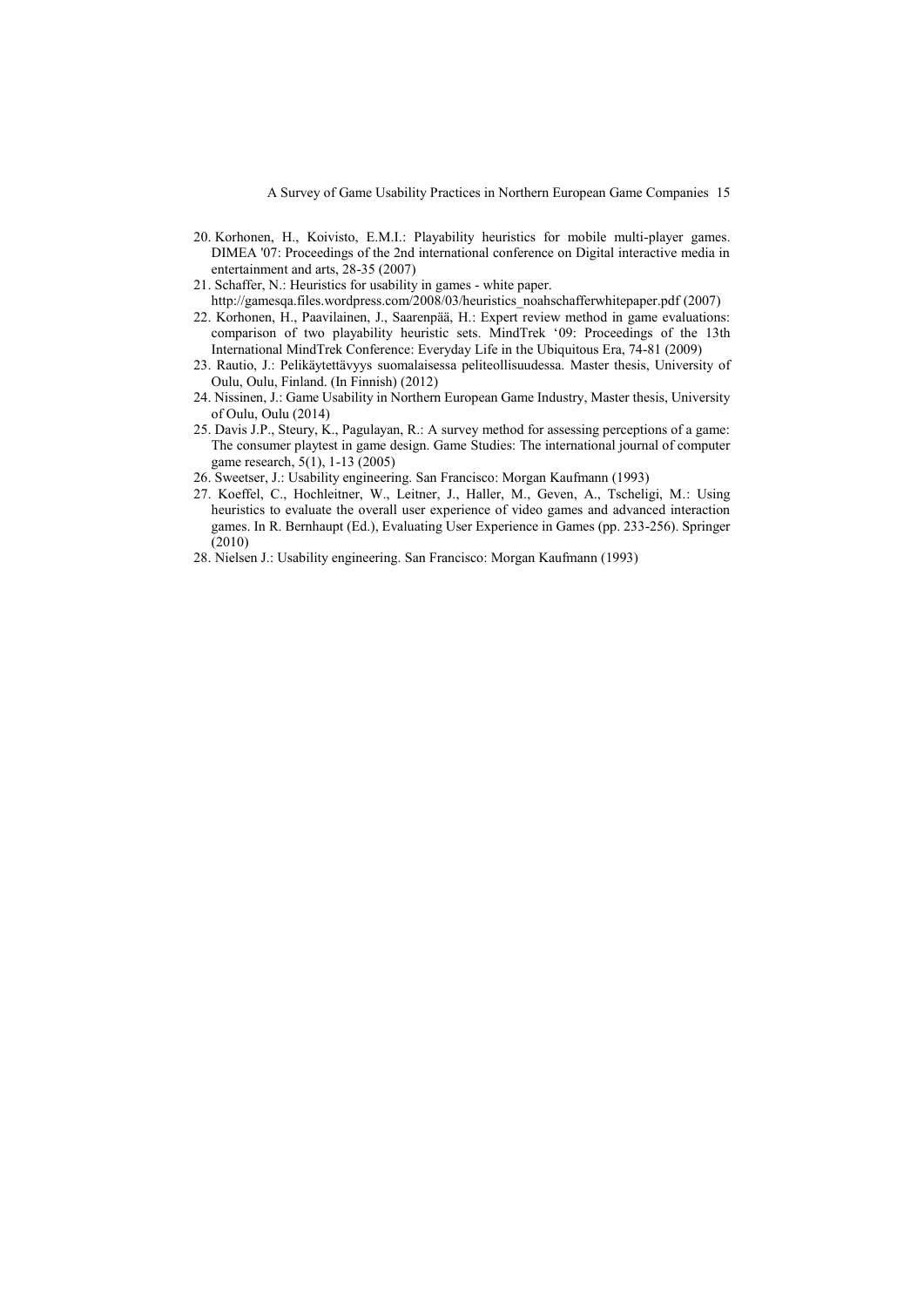20. Korhonen, H., Koivisto, E.M.I.: Playability heuristics for mobile multi-player games. DIMEA '07: Proceedings of the 2nd international conference on Digital interactive media in entertainment and arts, 28-35 (2007)
21. Schaffer, N.: Heuristics for usability in games - white paper. http://gamesqa.files.wordpress.com/2008/03/heuristics_noahschafferwhitepaper.pdf (2007)
22. Korhonen, H., Paavilainen, J., Saarenpää, H.: Expert review method in game evaluations: comparison of two playability heuristic sets. MindTrek '09: Proceedings of the 13th International MindTrek Conference: Everyday Life in the Ubiquitous Era, 74-81 (2009)
23. Rautio, J.: Pelikäytettävyys suomalaisessa peliteollisuudessa. Master thesis, University of Oulu, Oulu, Finland. (In Finnish) (2012)
24. Nissinen, J.: Game Usability in Northern European Game Industry, Master thesis, University of Oulu, Oulu (2014)
25. Davis J.P., Steury, K., Pagulayan, R.: A survey method for assessing perceptions of a game: The consumer playtest in game design. Game Studies: The international journal of computer game research, 5(1), 1-13 (2005)
26. Sweetser, J.: Usability engineering. San Francisco: Morgan Kaufmann (1993)
27. Koeffel, C., Hochleitner, W., Leitner, J., Haller, M., Geven, A., Tscheligi, M.: Using heuristics to evaluate the overall user experience of video games and advanced interaction games. In R. Bernhaupt (Ed.), Evaluating User Experience in Games (pp. 233-256). Springer (2010)
28. Nielsen J.: Usability engineering. San Francisco: Morgan Kaufmann (1993)